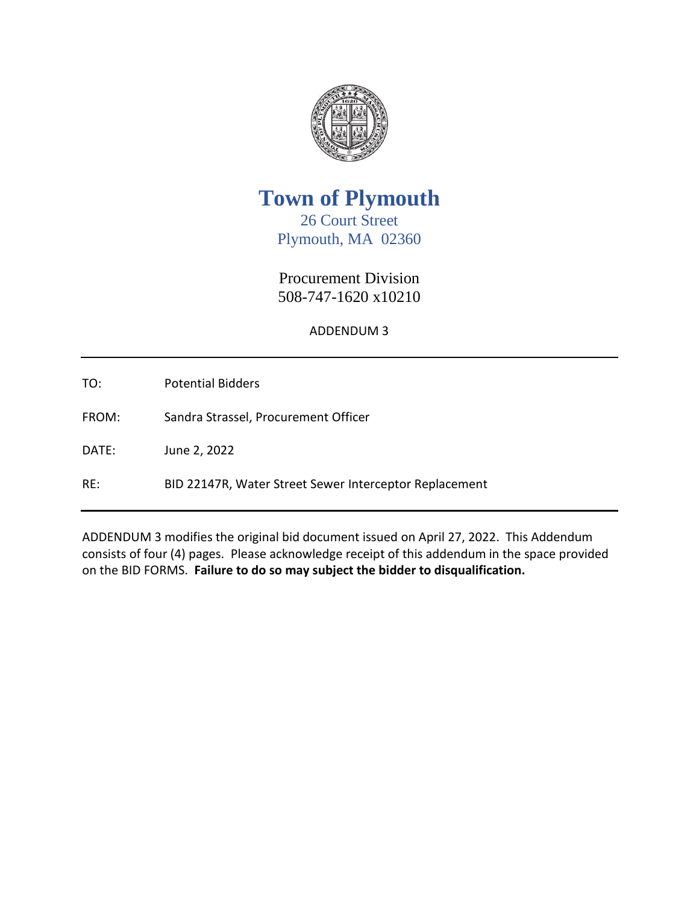# Town of Plymouth

26 Court Street
Plymouth, MA 02360

Procurement Division
508-747-1620 x10210

ADDENDUM 3

---

TO: Potential Bidders

FROM: Sandra Strassel, Procurement Officer

DATE: June 2, 2022

RE: BID 22147R, Water Street Sewer Interceptor Replacement

---

ADDENDUM 3 modifies the original bid document issued on April 27, 2022. This Addendum consists of four (4) pages. Please acknowledge receipt of this addendum in the space provided on the BID FORMS. **Failure to do so may subject the bidder to disqualification.**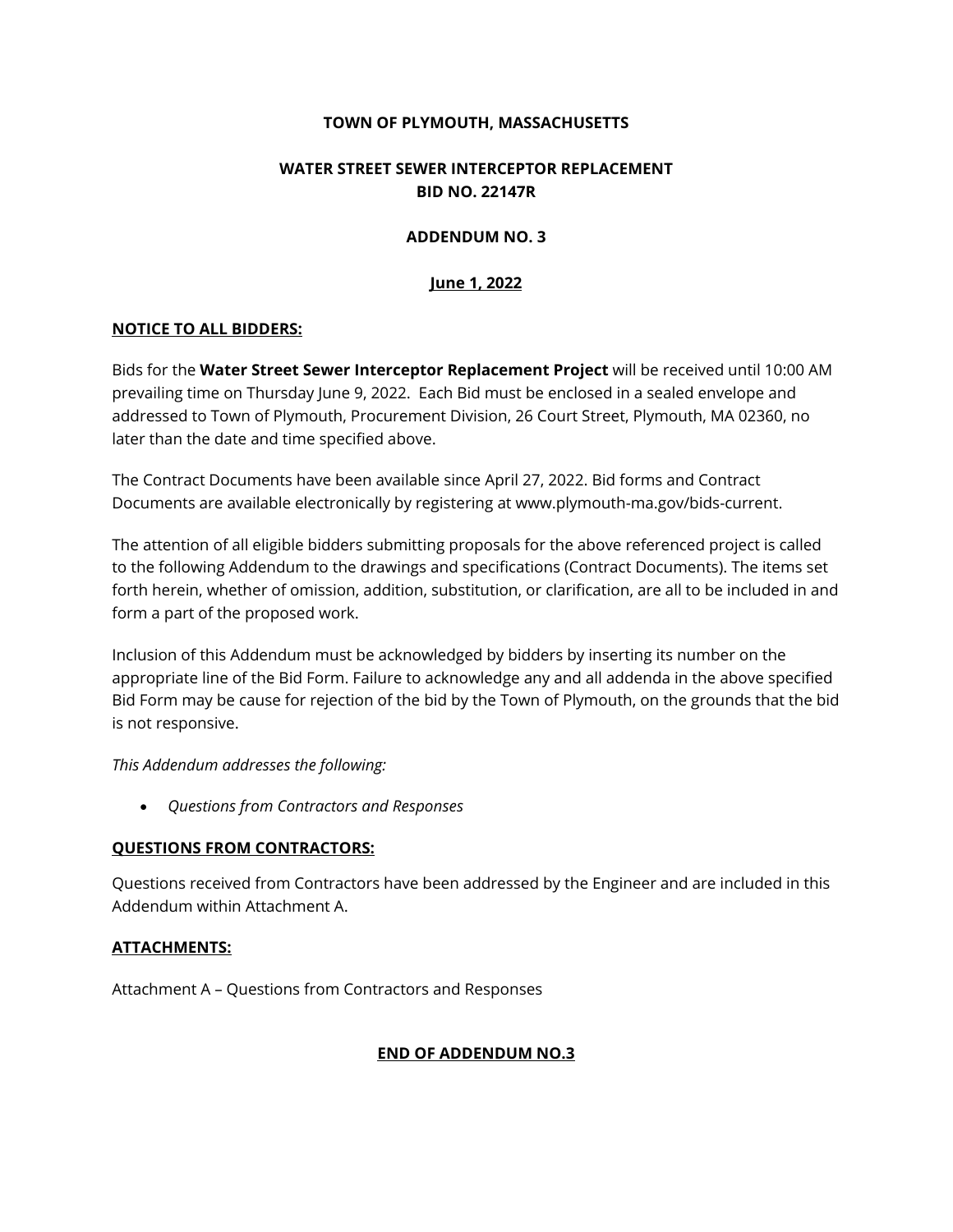**TOWN OF PLYMOUTH, MASSACHUSETTS**

**WATER STREET SEWER INTERCEPTOR REPLACEMENT**
**BID NO. 22147R**

**ADDENDUM NO. 3**

**June 1, 2022**

**NOTICE TO ALL BIDDERS:**

Bids for the **Water Street Sewer Interceptor Replacement Project** will be received until 10:00 AM prevailing time on Thursday June 9, 2022. Each Bid must be enclosed in a sealed envelope and addressed to Town of Plymouth, Procurement Division, 26 Court Street, Plymouth, MA 02360, no later than the date and time specified above.

The Contract Documents have been available since April 27, 2022. Bid forms and Contract Documents are available electronically by registering at www.plymouth-ma.gov/bids-current.

The attention of all eligible bidders submitting proposals for the above referenced project is called to the following Addendum to the drawings and specifications (Contract Documents). The items set forth herein, whether of omission, addition, substitution, or clarification, are all to be included in and form a part of the proposed work.

Inclusion of this Addendum must be acknowledged by bidders by inserting its number on the appropriate line of the Bid Form. Failure to acknowledge any and all addenda in the above specified Bid Form may be cause for rejection of the bid by the Town of Plymouth, on the grounds that the bid is not responsive.

*This Addendum addresses the following:*

- *Questions from Contractors and Responses*

**QUESTIONS FROM CONTRACTORS:**

Questions received from Contractors have been addressed by the Engineer and are included in this Addendum within Attachment A.

**ATTACHMENTS:**

Attachment A – Questions from Contractors and Responses

**END OF ADDENDUM NO.3**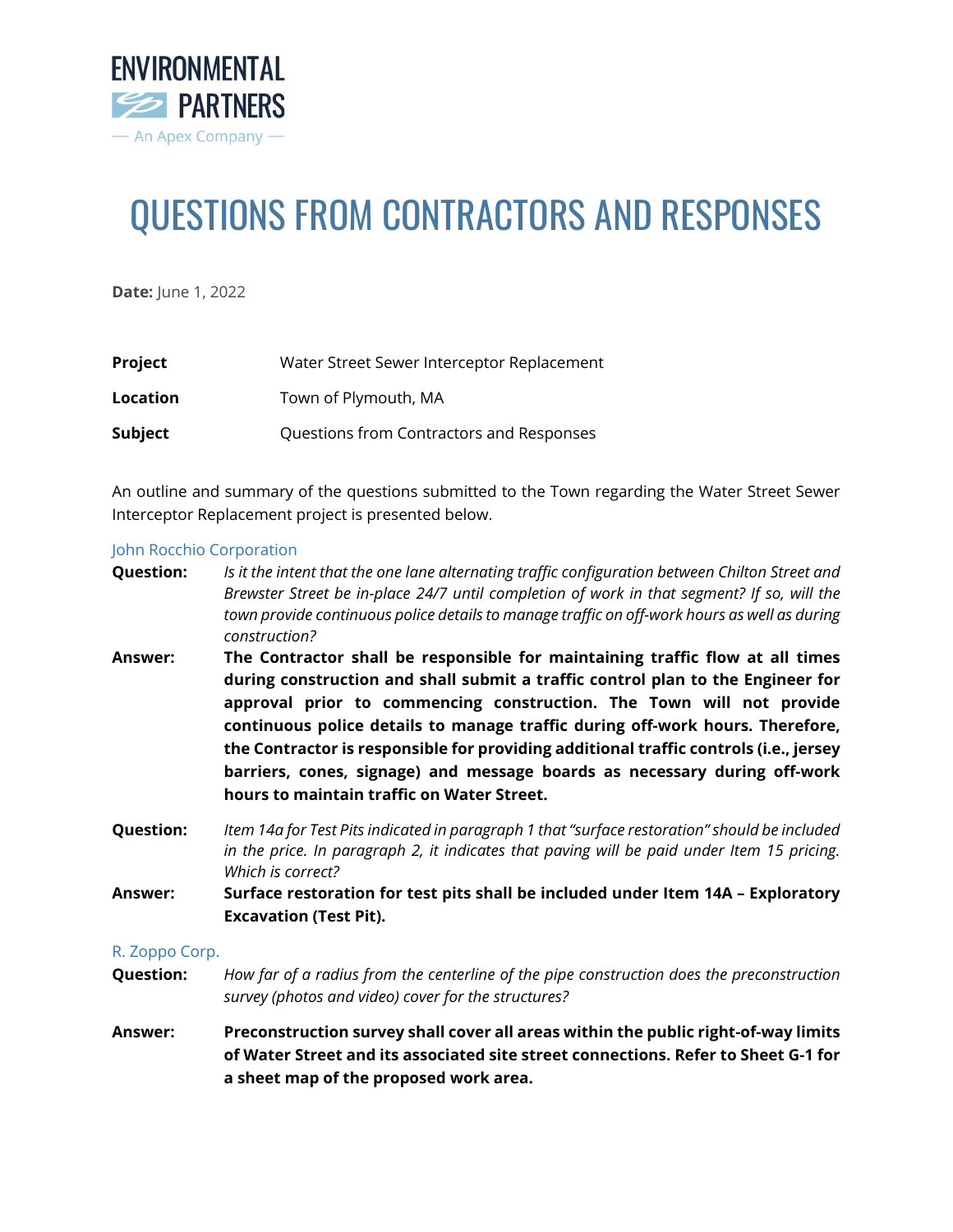ENVIRONMENTAL PARTNERS

— An Apex Company —

# QUESTIONS FROM CONTRACTORS AND RESPONSES

**Date:** June 1, 2022

| | |
|---|---|
| **Project** | Water Street Sewer Interceptor Replacement |
| **Location** | Town of Plymouth, MA |
| **Subject** | Questions from Contractors and Responses |

An outline and summary of the questions submitted to the Town regarding the Water Street Sewer Interceptor Replacement project is presented below.

## John Rocchio Corporation

**Question:** *Is it the intent that the one lane alternating traffic configuration between Chilton Street and Brewster Street be in-place 24/7 until completion of work in that segment? If so, will the town provide continuous police details to manage traffic on off-work hours as well as during construction?*

**Answer:** **The Contractor shall be responsible for maintaining traffic flow at all times during construction and shall submit a traffic control plan to the Engineer for approval prior to commencing construction. The Town will not provide continuous police details to manage traffic during off-work hours. Therefore, the Contractor is responsible for providing additional traffic controls (i.e., jersey barriers, cones, signage) and message boards as necessary during off-work hours to maintain traffic on Water Street.**

**Question:** *Item 14a for Test Pits indicated in paragraph 1 that "surface restoration" should be included in the price. In paragraph 2, it indicates that paving will be paid under Item 15 pricing. Which is correct?*

**Answer:** **Surface restoration for test pits shall be included under Item 14A – Exploratory Excavation (Test Pit).**

## R. Zoppo Corp.

**Question:** *How far of a radius from the centerline of the pipe construction does the preconstruction survey (photos and video) cover for the structures?*

**Answer:** **Preconstruction survey shall cover all areas within the public right-of-way limits of Water Street and its associated site street connections. Refer to Sheet G-1 for a sheet map of the proposed work area.**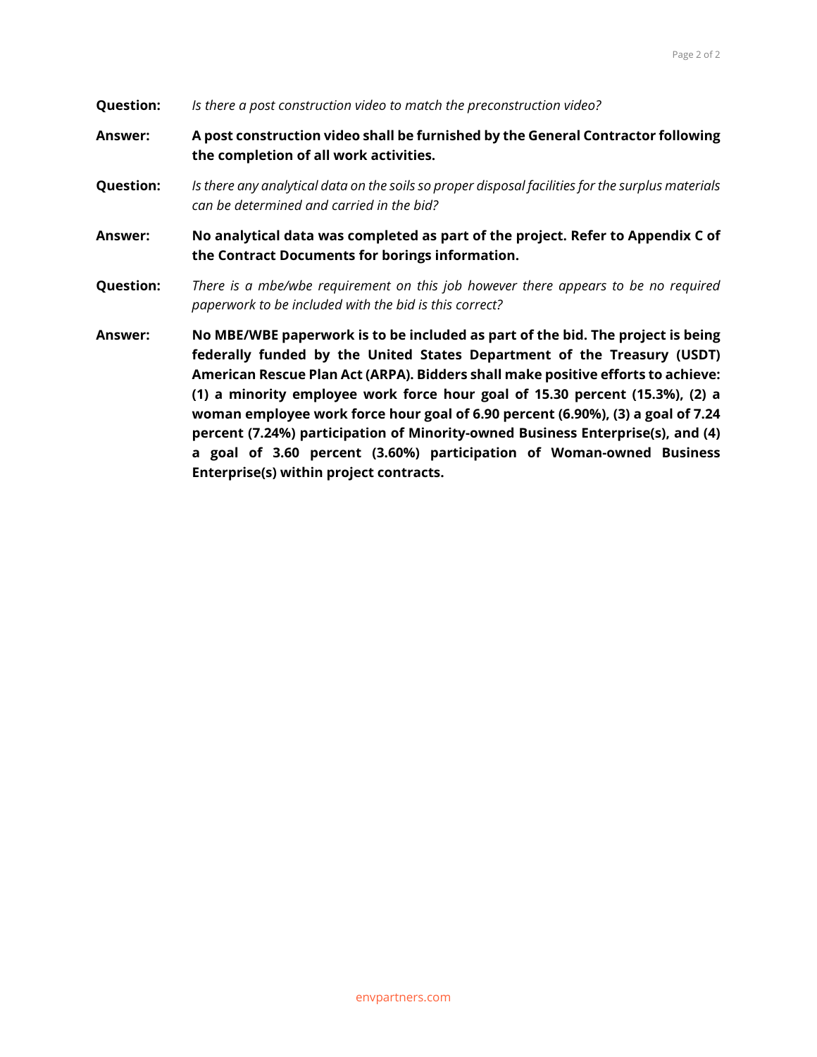**Question:** *Is there a post construction video to match the preconstruction video?*

**Answer:** **A post construction video shall be furnished by the General Contractor following the completion of all work activities.**

**Question:** *Is there any analytical data on the soils so proper disposal facilities for the surplus materials can be determined and carried in the bid?*

**Answer:** **No analytical data was completed as part of the project. Refer to Appendix C of the Contract Documents for borings information.**

**Question:** *There is a mbe/wbe requirement on this job however there appears to be no required paperwork to be included with the bid is this correct?*

**Answer:** **No MBE/WBE paperwork is to be included as part of the bid. The project is being federally funded by the United States Department of the Treasury (USDT) American Rescue Plan Act (ARPA). Bidders shall make positive efforts to achieve: (1) a minority employee work force hour goal of 15.30 percent (15.3%), (2) a woman employee work force hour goal of 6.90 percent (6.90%), (3) a goal of 7.24 percent (7.24%) participation of Minority-owned Business Enterprise(s), and (4) a goal of 3.60 percent (3.60%) participation of Woman-owned Business Enterprise(s) within project contracts.**